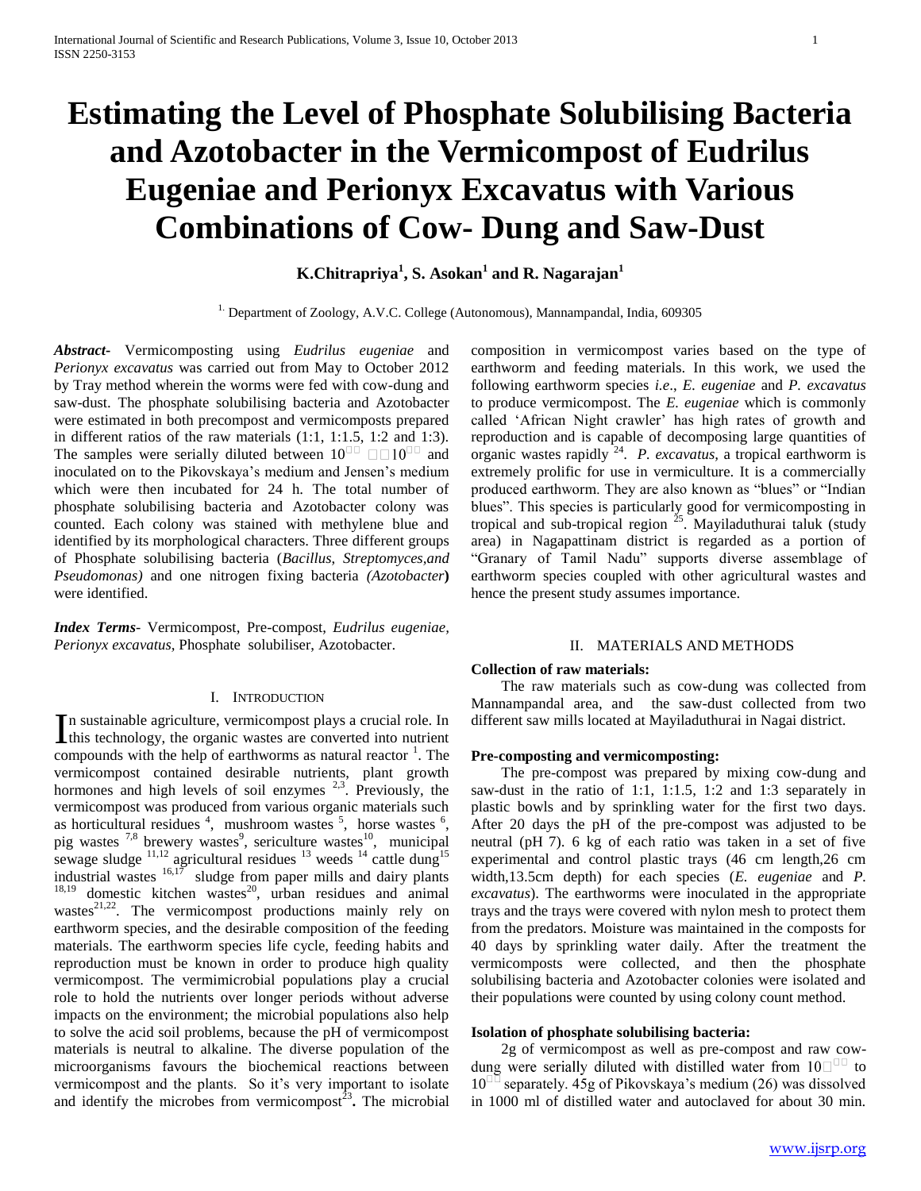# Estimating the Level of Phosphate Solubilising Bacteria and Azotobacter in the Vermicompost of Eudrilus Eugeniae and Perionyx Excavatus with Various Combinations of Cow- Dung and Saw-Dust

**K.Chitrapriya[1], S. Asokan[1] and R. Nagarajan[1]**

[1.] Department of Zoology, A.V.C. College (Autonomous), Mannampandal, India, 609305

***Abstract***- Vermicomposting using *Eudrilus eugeniae* and *Perionyx excavatus* was carried out from May to October 2012 by Tray method wherein the worms were fed with cow-dung and saw-dust. The phosphate solubilising bacteria and Azotobacter were estimated in both precompost and vermicomposts prepared in different ratios of the raw materials (1:1, 1:1.5, 1:2 and 1:3). The samples were serially diluted between 10□□ □□10□□ and inoculated on to the Pikovskaya's medium and Jensen's medium which were then incubated for 24 h. The total number of phosphate solubilising bacteria and Azotobacter colony was counted. Each colony was stained with methylene blue and identified by its morphological characters. Three different groups of Phosphate solubilising bacteria (*Bacillus, Streptomyces,and Pseudomonas)* and one nitrogen fixing bacteria *(Azotobacter***)** were identified.

***Index Terms***- Vermicompost, Pre-compost, *Eudrilus eugeniae, Perionyx excavatus,* Phosphate solubiliser, Azotobacter.

## I. Introduction

In sustainable agriculture, vermicompost plays a crucial role. In this technology, the organic wastes are converted into nutrient compounds with the help of earthworms as natural reactor [1]. The vermicompost contained desirable nutrients, plant growth hormones and high levels of soil enzymes [2,3]. Previously, the vermicompost was produced from various organic materials such as horticultural residues [4], mushroom wastes [5], horse wastes [6], pig wastes [7,8] brewery wastes[9], sericulture wastes[10], municipal sewage sludge [11,12] agricultural residues [13] weeds [14] cattle dung[15] industrial wastes [16,17] sludge from paper mills and dairy plants [18,19] domestic kitchen wastes[20], urban residues and animal wastes[21,22]. The vermicompost productions mainly rely on earthworm species, and the desirable composition of the feeding materials. The earthworm species life cycle, feeding habits and reproduction must be known in order to produce high quality vermicompost. The vermimicrobial populations play a crucial role to hold the nutrients over longer periods without adverse impacts on the environment; the microbial populations also help to solve the acid soil problems, because the pH of vermicompost materials is neutral to alkaline. The diverse population of the microorganisms favours the biochemical reactions between vermicompost and the plants. So it's very important to isolate and identify the microbes from vermicompost[23]**.** The microbial composition in vermicompost varies based on the type of earthworm and feeding materials. In this work, we used the following earthworm species *i.e*., *E. eugeniae* and *P. excavatus* to produce vermicompost. The *E. eugeniae* which is commonly called 'African Night crawler' has high rates of growth and reproduction and is capable of decomposing large quantities of organic wastes rapidly [24]. *P. excavatus,* a tropical earthworm is extremely prolific for use in vermiculture. It is a commercially produced earthworm. They are also known as "blues" or "Indian blues". This species is particularly good for vermicomposting in tropical and sub-tropical region [25]. Mayiladuthurai taluk (study area) in Nagapattinam district is regarded as a portion of "Granary of Tamil Nadu" supports diverse assemblage of earthworm species coupled with other agricultural wastes and hence the present study assumes importance.

## II. Materials and Methods

**Collection of raw materials:**

The raw materials such as cow-dung was collected from Mannampandal area, and the saw-dust collected from two different saw mills located at Mayiladuthurai in Nagai district.

**Pre-composting and vermicomposting:**

The pre-compost was prepared by mixing cow-dung and saw-dust in the ratio of 1:1, 1:1.5, 1:2 and 1:3 separately in plastic bowls and by sprinkling water for the first two days. After 20 days the pH of the pre-compost was adjusted to be neutral (pH 7). 6 kg of each ratio was taken in a set of five experimental and control plastic trays (46 cm length,26 cm width,13.5cm depth) for each species (*E. eugeniae* and *P. excavatus*). The earthworms were inoculated in the appropriate trays and the trays were covered with nylon mesh to protect them from the predators. Moisture was maintained in the composts for 40 days by sprinkling water daily. After the treatment the vermicomposts were collected, and then the phosphate solubilising bacteria and Azotobacter colonies were isolated and their populations were counted by using colony count method.

**Isolation of phosphate solubilising bacteria:**

2g of vermicompost as well as pre-compost and raw cow-dung were serially diluted with distilled water from 10□□□ to 10□□ separately. 45g of Pikovskaya's medium (26) was dissolved in 1000 ml of distilled water and autoclaved for about 30 min.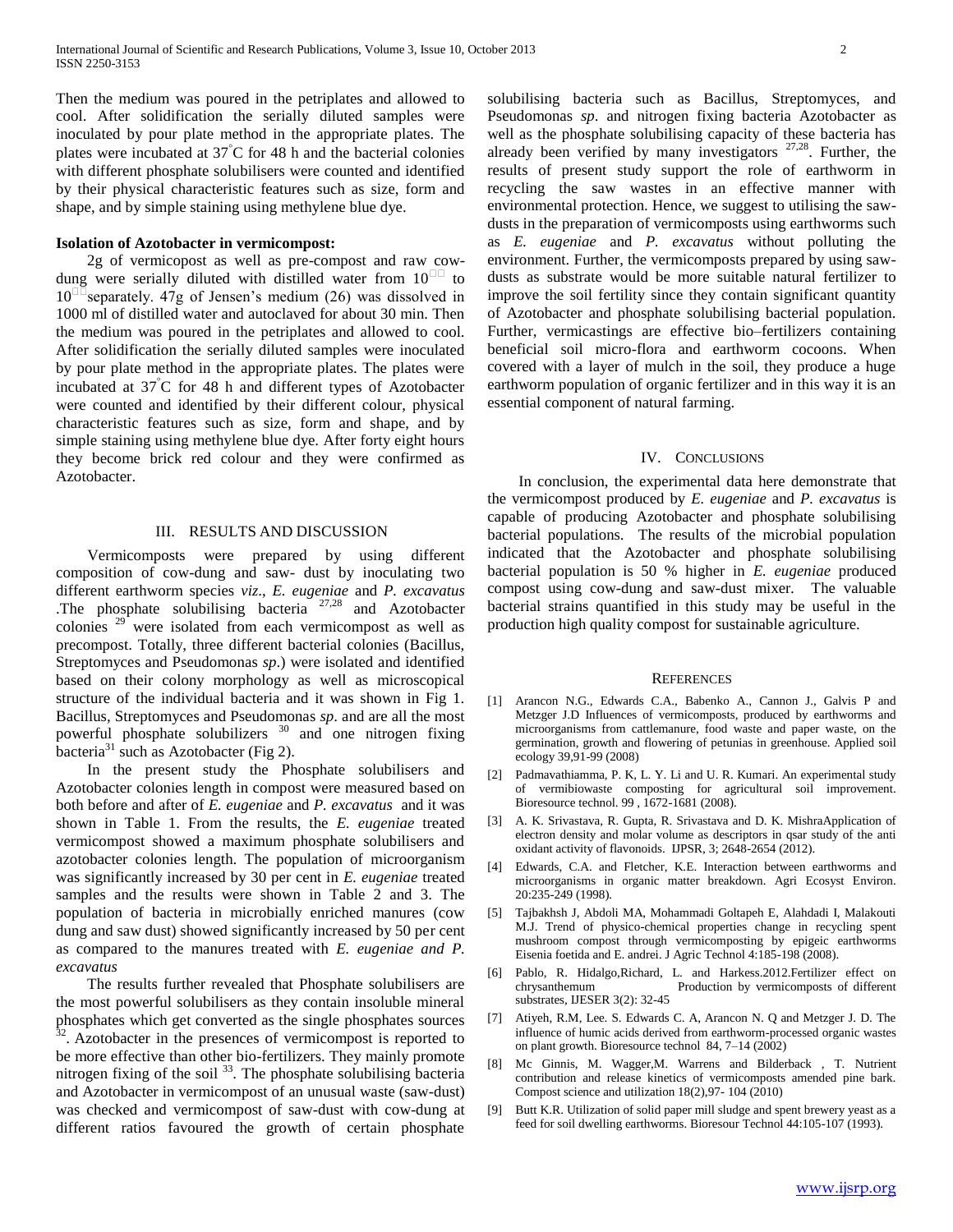Then the medium was poured in the petriplates and allowed to cool. After solidification the serially diluted samples were inoculated by pour plate method in the appropriate plates. The plates were incubated at 37°C for 48 h and the bacterial colonies with different phosphate solubilisers were counted and identified by their physical characteristic features such as size, form and shape, and by simple staining using methylene blue dye.

**Isolation of Azotobacter in vermicompost:**

2g of vermicompost as well as pre-compost and raw cow-dung were serially diluted with distilled water from 10 to 10 separately. 47g of Jensen's medium (26) was dissolved in 1000 ml of distilled water and autoclaved for about 30 min. Then the medium was poured in the petriplates and allowed to cool. After solidification the serially diluted samples were inoculated by pour plate method in the appropriate plates. The plates were incubated at 37°C for 48 h and different types of Azotobacter were counted and identified by their different colour, physical characteristic features such as size, form and shape, and by simple staining using methylene blue dye. After forty eight hours they become brick red colour and they were confirmed as Azotobacter.

## III. RESULTS AND DISCUSSION

Vermicomposts were prepared by using different composition of cow-dung and saw- dust by inoculating two different earthworm species *viz*., *E. eugeniae* and *P. excavatus* .The phosphate solubilising bacteria [27,28] and Azotobacter colonies [29] were isolated from each vermicompost as well as precompost. Totally, three different bacterial colonies (Bacillus, Streptomyces and Pseudomonas *sp*.) were isolated and identified based on their colony morphology as well as microscopical structure of the individual bacteria and it was shown in Fig 1. Bacillus, Streptomyces and Pseudomonas *sp*. and are all the most powerful phosphate solubilizers [30] and one nitrogen fixing bacteria[31] such as Azotobacter (Fig 2).

In the present study the Phosphate solubilisers and Azotobacter colonies length in compost were measured based on both before and after of *E. eugeniae* and *P. excavatus* and it was shown in Table 1. From the results, the *E. eugeniae* treated vermicompost showed a maximum phosphate solubilisers and azotobacter colonies length. The population of microorganism was significantly increased by 30 per cent in *E. eugeniae* treated samples and the results were shown in Table 2 and 3. The population of bacteria in microbially enriched manures (cow dung and saw dust) showed significantly increased by 50 per cent as compared to the manures treated with *E. eugeniae and P. excavatus*

The results further revealed that Phosphate solubilisers are the most powerful solubilisers as they contain insoluble mineral phosphates which get converted as the single phosphates sources [32]. Azotobacter in the presences of vermicompost is reported to be more effective than other bio-fertilizers. They mainly promote nitrogen fixing of the soil [33]. The phosphate solubilising bacteria and Azotobacter in vermicompost of an unusual waste (saw-dust) was checked and vermicompost of saw-dust with cow-dung at different ratios favoured the growth of certain phosphate solubilising bacteria such as Bacillus, Streptomyces, and Pseudomonas *sp*. and nitrogen fixing bacteria Azotobacter as well as the phosphate solubilising capacity of these bacteria has already been verified by many investigators [27,28]. Further, the results of present study support the role of earthworm in recycling the saw wastes in an effective manner with environmental protection. Hence, we suggest to utilising the saw-dusts in the preparation of vermicomposts using earthworms such as *E. eugeniae* and *P. excavatus* without polluting the environment. Further, the vermicomposts prepared by using saw-dusts as substrate would be more suitable natural fertilizer to improve the soil fertility since they contain significant quantity of Azotobacter and phosphate solubilising bacterial population. Further, vermicastings are effective bio–fertilizers containing beneficial soil micro-flora and earthworm cocoons. When covered with a layer of mulch in the soil, they produce a huge earthworm population of organic fertilizer and in this way it is an essential component of natural farming.

## IV. CONCLUSIONS

In conclusion, the experimental data here demonstrate that the vermicompost produced by *E. eugeniae* and *P. excavatus* is capable of producing Azotobacter and phosphate solubilising bacterial populations. The results of the microbial population indicated that the Azotobacter and phosphate solubilising bacterial population is 50 % higher in *E. eugeniae* produced compost using cow-dung and saw-dust mixer. The valuable bacterial strains quantified in this study may be useful in the production high quality compost for sustainable agriculture.

## REFERENCES

[1] Arancon N.G., Edwards C.A., Babenko A., Cannon J., Galvis P and Metzger J.D Influences of vermicomposts, produced by earthworms and microorganisms from cattlemanure, food waste and paper waste, on the germination, growth and flowering of petunias in greenhouse. Applied soil ecology 39,91-99 (2008)

[2] Padmavathiamma, P. K, L. Y. Li and U. R. Kumari. An experimental study of vermibiowaste composting for agricultural soil improvement. Bioresource technol. 99 , 1672-1681 (2008).

[3] A. K. Srivastava, R. Gupta, R. Srivastava and D. K. MishraApplication of electron density and molar volume as descriptors in qsar study of the anti oxidant activity of flavonoids. IJPSR, 3; 2648-2654 (2012).

[4] Edwards, C.A. and Fletcher, K.E. Interaction between earthworms and microorganisms in organic matter breakdown. Agri Ecosyst Environ. 20:235-249 (1998).

[5] Tajbakhsh J, Abdoli MA, Mohammadi Goltapeh E, Alahdadi I, Malakouti M.J. Trend of physico-chemical properties change in recycling spent mushroom compost through vermicomposting by epigeic earthworms Eisenia foetida and E. andrei. J Agric Technol 4:185-198 (2008).

[6] Pablo, R. Hidalgo,Richard, L. and Harkess.2012.Fertilizer effect on chrysanthemum Production by vermicomposts of different substrates, IJESER 3(2): 32-45

[7] Atiyeh, R.M, Lee. S. Edwards C. A, Arancon N. Q and Metzger J. D. The influence of humic acids derived from earthworm-processed organic wastes on plant growth. Bioresource technol 84, 7–14 (2002)

[8] Mc Ginnis, M. Wagger,M. Warrens and Bilderback , T. Nutrient contribution and release kinetics of vermicomposts amended pine bark. Compost science and utilization 18(2),97- 104 (2010)

[9] Butt K.R. Utilization of solid paper mill sludge and spent brewery yeast as a feed for soil dwelling earthworms. Bioresour Technol 44:105-107 (1993).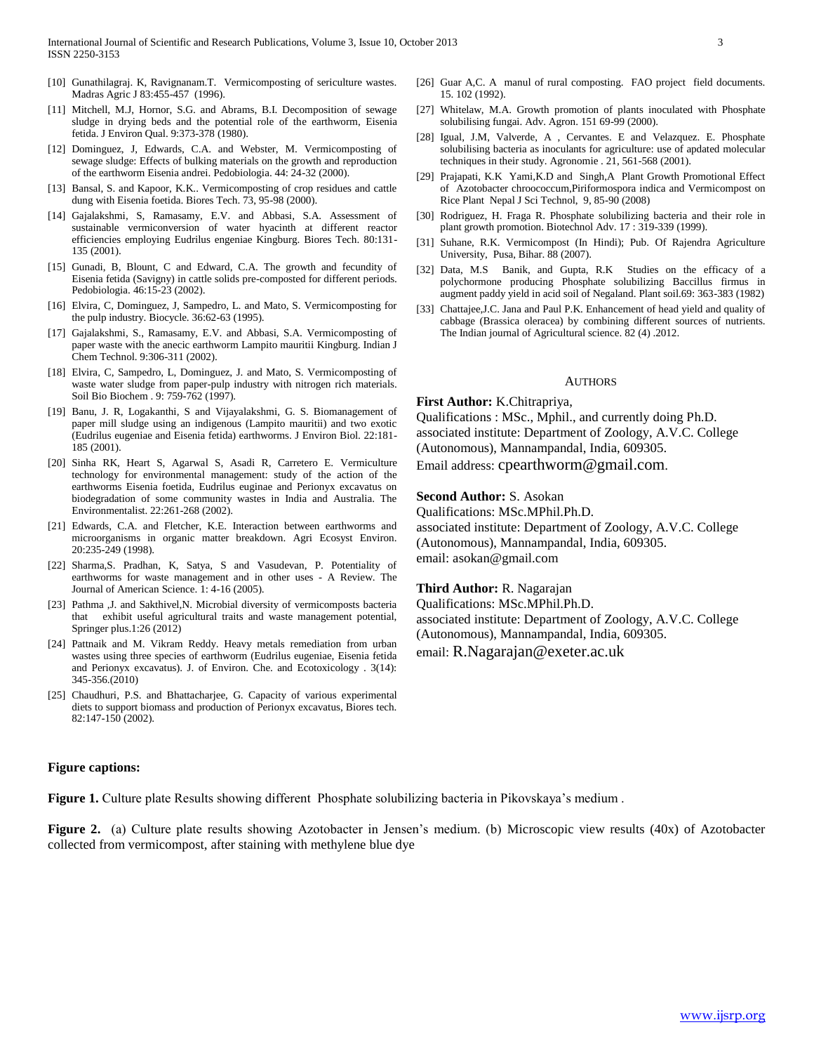[10] Gunathilagraj. K, Ravignanam.T. Vermicomposting of sericulture wastes. Madras Agric J 83:455-457 (1996).

[11] Mitchell, M.J, Hornor, S.G. and Abrams, B.I. Decomposition of sewage sludge in drying beds and the potential role of the earthworm, Eisenia fetida. J Environ Qual. 9:373-378 (1980).

[12] Dominguez, J, Edwards, C.A. and Webster, M. Vermicomposting of sewage sludge: Effects of bulking materials on the growth and reproduction of the earthworm Eisenia andrei. Pedobiologia. 44: 24-32 (2000).

[13] Bansal, S. and Kapoor, K.K.. Vermicomposting of crop residues and cattle dung with Eisenia foetida. Biores Tech. 73, 95-98 (2000).

[14] Gajalakshmi, S, Ramasamy, E.V. and Abbasi, S.A. Assessment of sustainable vermiconversion of water hyacinth at different reactor efficiencies employing Eudrilus engeniae Kingburg. Biores Tech. 80:131-135 (2001).

[15] Gunadi, B, Blount, C and Edward, C.A. The growth and fecundity of Eisenia fetida (Savigny) in cattle solids pre-composted for different periods. Pedobiologia. 46:15-23 (2002).

[16] Elvira, C, Dominguez, J, Sampedro, L. and Mato, S. Vermicomposting for the pulp industry. Biocycle. 36:62-63 (1995).

[17] Gajalakshmi, S., Ramasamy, E.V. and Abbasi, S.A. Vermicomposting of paper waste with the anecic earthworm Lampito mauritii Kingburg. Indian J Chem Technol. 9:306-311 (2002).

[18] Elvira, C, Sampedro, L, Dominguez, J. and Mato, S. Vermicomposting of waste water sludge from paper-pulp industry with nitrogen rich materials. Soil Bio Biochem . 9: 759-762 (1997).

[19] Banu, J. R, Logakanthi, S and Vijayalakshmi, G. S. Biomanagement of paper mill sludge using an indigenous (Lampito mauritii) and two exotic (Eudrilus eugeniae and Eisenia fetida) earthworms. J Environ Biol. 22:181-185 (2001).

[20] Sinha RK, Heart S, Agarwal S, Asadi R, Carretero E. Vermiculture technology for environmental management: study of the action of the earthworms Eisenia foetida, Eudrilus euginae and Perionyx excavatus on biodegradation of some community wastes in India and Australia. The Environmentalist. 22:261-268 (2002).

[21] Edwards, C.A. and Fletcher, K.E. Interaction between earthworms and microorganisms in organic matter breakdown. Agri Ecosyst Environ. 20:235-249 (1998).

[22] Sharma,S. Pradhan, K, Satya, S and Vasudevan, P. Potentiality of earthworms for waste management and in other uses - A Review. The Journal of American Science. 1: 4-16 (2005).

[23] Pathma ,J. and Sakthivel,N. Microbial diversity of vermicomposts bacteria that exhibit useful agricultural traits and waste management potential, Springer plus.1:26 (2012)

[24] Pattnaik and M. Vikram Reddy. Heavy metals remediation from urban wastes using three species of earthworm (Eudrilus eugeniae, Eisenia fetida and Perionyx excavatus). J. of Environ. Che. and Ecotoxicology . 3(14): 345-356.(2010)

[25] Chaudhuri, P.S. and Bhattacharjee, G. Capacity of various experimental diets to support biomass and production of Perionyx excavatus, Biores tech. 82:147-150 (2002).

[26] Guar A,C. A manul of rural composting. FAO project field documents. 15. 102 (1992).

[27] Whitelaw, M.A. Growth promotion of plants inoculated with Phosphate solubilising fungai. Adv. Agron. 151 69-99 (2000).

[28] Igual, J.M, Valverde, A , Cervantes. E and Velazquez. E. Phosphate solubilising bacteria as inoculants for agriculture: use of apdated molecular techniques in their study. Agronomie . 21, 561-568 (2001).

[29] Prajapati, K.K Yami,K.D and Singh,A Plant Growth Promotional Effect of Azotobacter chroococcum,Piriformospora indica and Vermicompost on Rice Plant Nepal J Sci Technol, 9, 85-90 (2008)

[30] Rodriguez, H. Fraga R. Phosphate solubilizing bacteria and their role in plant growth promotion. Biotechnol Adv. 17 : 319-339 (1999).

[31] Suhane, R.K. Vermicompost (In Hindi); Pub. Of Rajendra Agriculture University, Pusa, Bihar. 88 (2007).

[32] Data, M.S Banik, and Gupta, R.K Studies on the efficacy of a polychormone producing Phosphate solubilizing Baccillus firmus in augment paddy yield in acid soil of Negaland. Plant soil.69: 363-383 (1982)

[33] Chattajee,J.C. Jana and Paul P.K. Enhancement of head yield and quality of cabbage (Brassica oleracea) by combining different sources of nutrients. The Indian journal of Agricultural science. 82 (4) .2012.

## Authors

**First Author:** K.Chitrapriya,
Qualifications : MSc., Mphil., and currently doing Ph.D.
associated institute: Department of Zoology, A.V.C. College (Autonomous), Mannampandal, India, 609305.
Email address: cpearthworm@gmail.com.

**Second Author:** S. Asokan
Qualifications: MSc.MPhil.Ph.D.
associated institute: Department of Zoology, A.V.C. College (Autonomous), Mannampandal, India, 609305.
email: asokan@gmail.com

**Third Author:** R. Nagarajan
Qualifications: MSc.MPhil.Ph.D.
associated institute: Department of Zoology, A.V.C. College (Autonomous), Mannampandal, India, 609305.
email: R.Nagarajan@exeter.ac.uk

**Figure captions:**

**Figure 1.** Culture plate Results showing different Phosphate solubilizing bacteria in Pikovskaya's medium .

**Figure 2.** (a) Culture plate results showing Azotobacter in Jensen's medium. (b) Microscopic view results (40x) of Azotobacter collected from vermicompost, after staining with methylene blue dye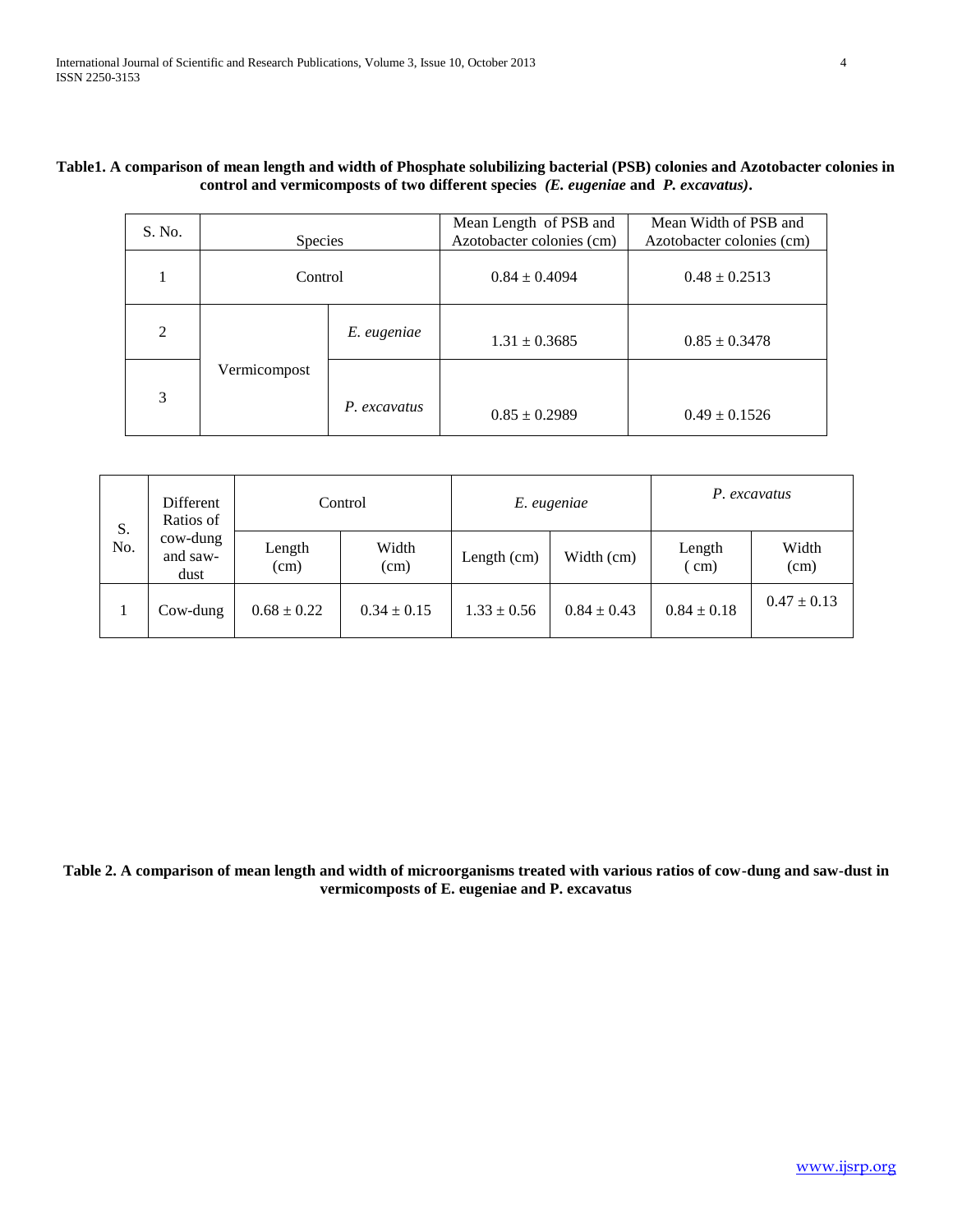**Table1. A comparison of mean length and width of Phosphate solubilizing bacterial (PSB) colonies and Azotobacter colonies in control and vermicomposts of two different species *(E. eugeniae* and *P. excavatus)*.**

| S. No. | Species | | Mean Length of PSB and Azotobacter colonies (cm) | Mean Width of PSB and Azotobacter colonies (cm) |
|---|---|---|---|---|
| 1 | Control | | 0.84 ± 0.4094 | 0.48 ± 0.2513 |
| 2 | Vermicompost | *E. eugeniae* | 1.31 ± 0.3685 | 0.85 ± 0.3478 |
| 3 | | *P. excavatus* | 0.85 ± 0.2989 | 0.49 ± 0.1526 |

| S. No. | Different Ratios of cow-dung and saw-dust | Control | | *E. eugeniae* | | *P. excavatus* | |
|---|---|---|---|---|---|---|---|
| | | Length (cm) | Width (cm) | Length (cm) | Width (cm) | Length ( cm) | Width (cm) |
| 1 | Cow-dung | 0.68 ± 0.22 | 0.34 ± 0.15 | 1.33 ± 0.56 | 0.84 ± 0.43 | 0.84 ± 0.18 | 0.47 ± 0.13 |

**Table 2. A comparison of mean length and width of microorganisms treated with various ratios of cow-dung and saw-dust in vermicomposts of E. eugeniae and P. excavatus**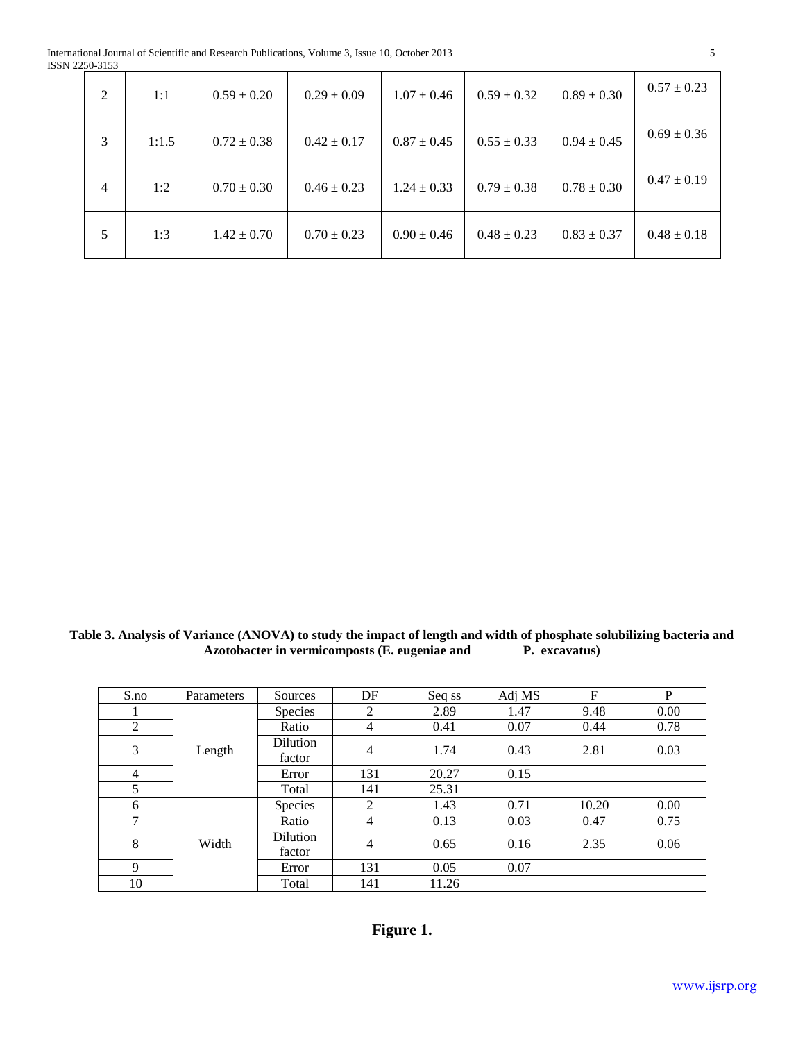| 2 | 1:1 | 0.59 ± 0.20 | 0.29 ± 0.09 | 1.07 ± 0.46 | 0.59 ± 0.32 | 0.89 ± 0.30 | 0.57 ± 0.23 |
|---|---|---|---|---|---|---|---|
| 3 | 1:1.5 | 0.72 ± 0.38 | 0.42 ± 0.17 | 0.87 ± 0.45 | 0.55 ± 0.33 | 0.94 ± 0.45 | 0.69 ± 0.36 |
| 4 | 1:2 | 0.70 ± 0.30 | 0.46 ± 0.23 | 1.24 ± 0.33 | 0.79 ± 0.38 | 0.78 ± 0.30 | 0.47 ± 0.19 |
| 5 | 1:3 | 1.42 ± 0.70 | 0.70 ± 0.23 | 0.90 ± 0.46 | 0.48 ± 0.23 | 0.83 ± 0.37 | 0.48 ± 0.18 |

**Table 3. Analysis of Variance (ANOVA) to study the impact of length and width of phosphate solubilizing bacteria and Azotobacter in vermicomposts (E. eugeniae and P. excavatus)**

| S.no | Parameters | Sources | DF | Seq ss | Adj MS | F | P |
|---|---|---|---|---|---|---|---|
| 1 | Length | Species | 2 | 2.89 | 1.47 | 9.48 | 0.00 |
| 2 | | Ratio | 4 | 0.41 | 0.07 | 0.44 | 0.78 |
| 3 | | Dilution factor | 4 | 1.74 | 0.43 | 2.81 | 0.03 |
| 4 | | Error | 131 | 20.27 | 0.15 | | |
| 5 | | Total | 141 | 25.31 | | | |
| 6 | Width | Species | 2 | 1.43 | 0.71 | 10.20 | 0.00 |
| 7 | | Ratio | 4 | 0.13 | 0.03 | 0.47 | 0.75 |
| 8 | | Dilution factor | 4 | 0.65 | 0.16 | 2.35 | 0.06 |
| 9 | | Error | 131 | 0.05 | 0.07 | | |
| 10 | | Total | 141 | 11.26 | | | |

**Figure 1.**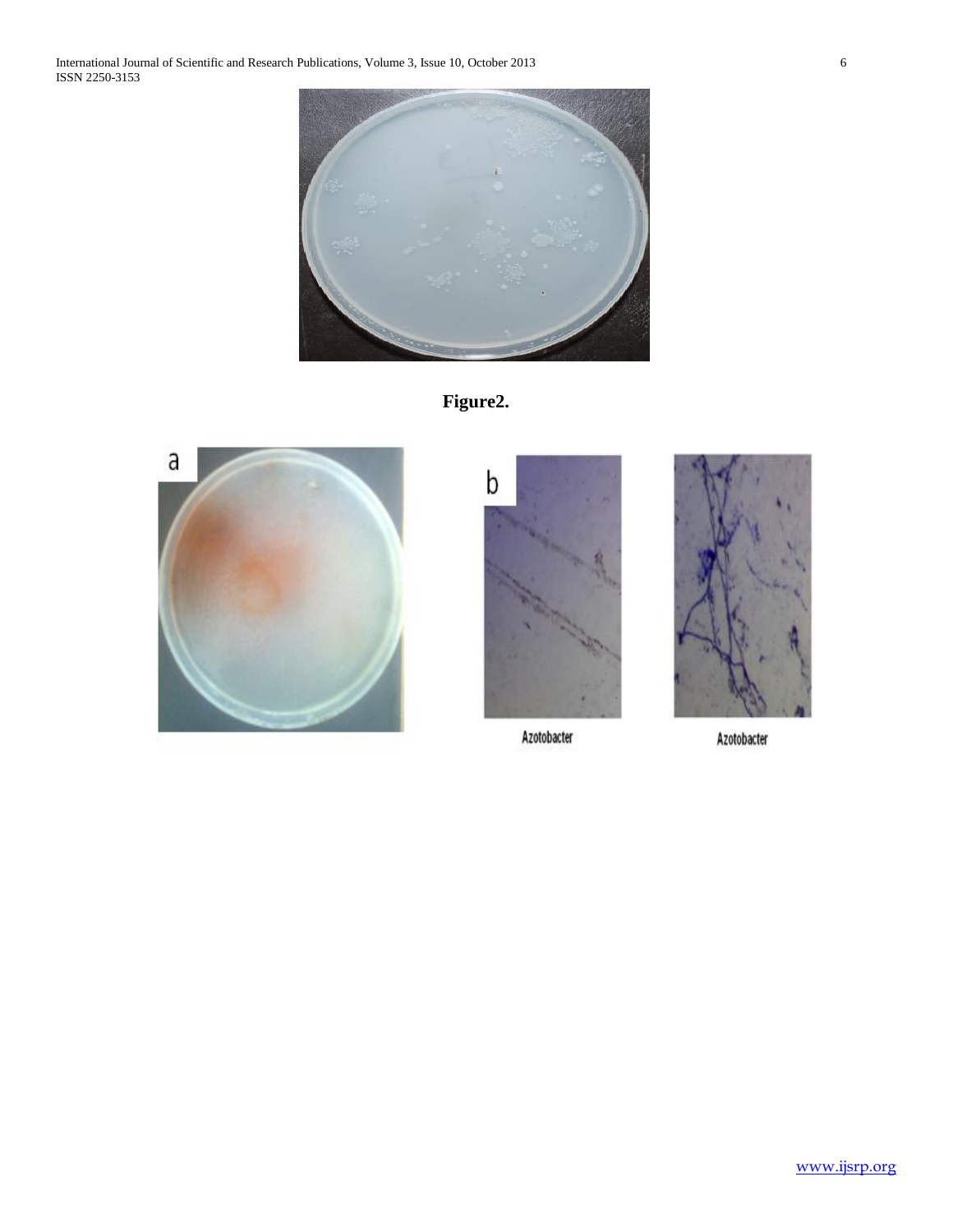**Figure2.**

a

b

Azotobacter

Azotobacter